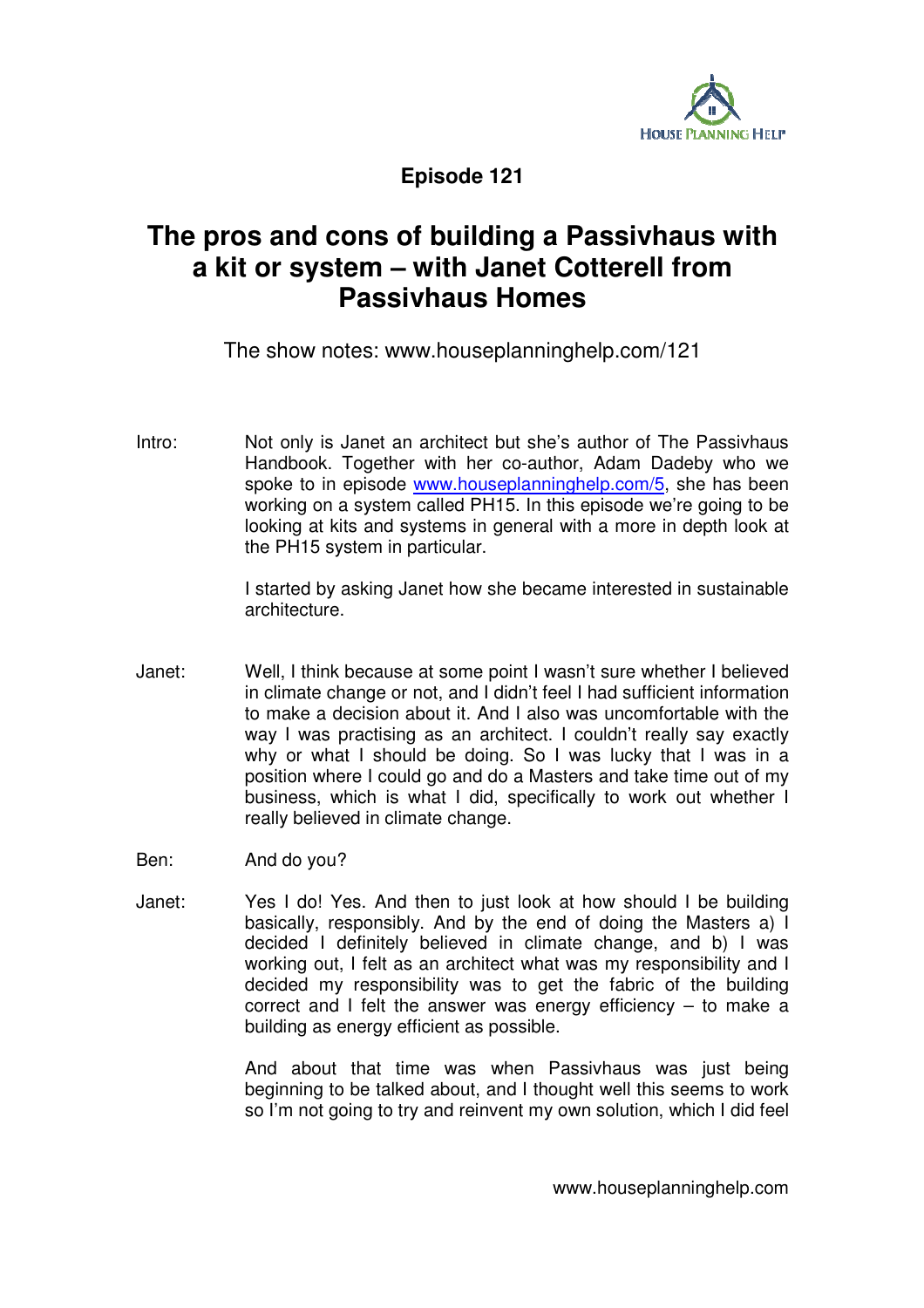**Episode 121**

# The pros and cons of building a Passivhaus with a kit or system – with Janet Cotterell from Passivhaus Homes

The show notes: www.houseplanninghelp.com/121

Intro: Not only is Janet an architect but she's author of The Passivhaus Handbook. Together with her co-author, Adam Dadeby who we spoke to in episode www.houseplanninghelp.com/5, she has been working on a system called PH15. In this episode we're going to be looking at kits and systems in general with a more in depth look at the PH15 system in particular.

I started by asking Janet how she became interested in sustainable architecture.

Janet: Well, I think because at some point I wasn't sure whether I believed in climate change or not, and I didn't feel I had sufficient information to make a decision about it. And I also was uncomfortable with the way I was practising as an architect. I couldn't really say exactly why or what I should be doing. So I was lucky that I was in a position where I could go and do a Masters and take time out of my business, which is what I did, specifically to work out whether I really believed in climate change.

Ben: And do you?

Janet: Yes I do! Yes. And then to just look at how should I be building basically, responsibly. And by the end of doing the Masters a) I decided I definitely believed in climate change, and b) I was working out, I felt as an architect what was my responsibility and I decided my responsibility was to get the fabric of the building correct and I felt the answer was energy efficiency – to make a building as energy efficient as possible.

And about that time was when Passivhaus was just being beginning to be talked about, and I thought well this seems to work so I'm not going to try and reinvent my own solution, which I did feel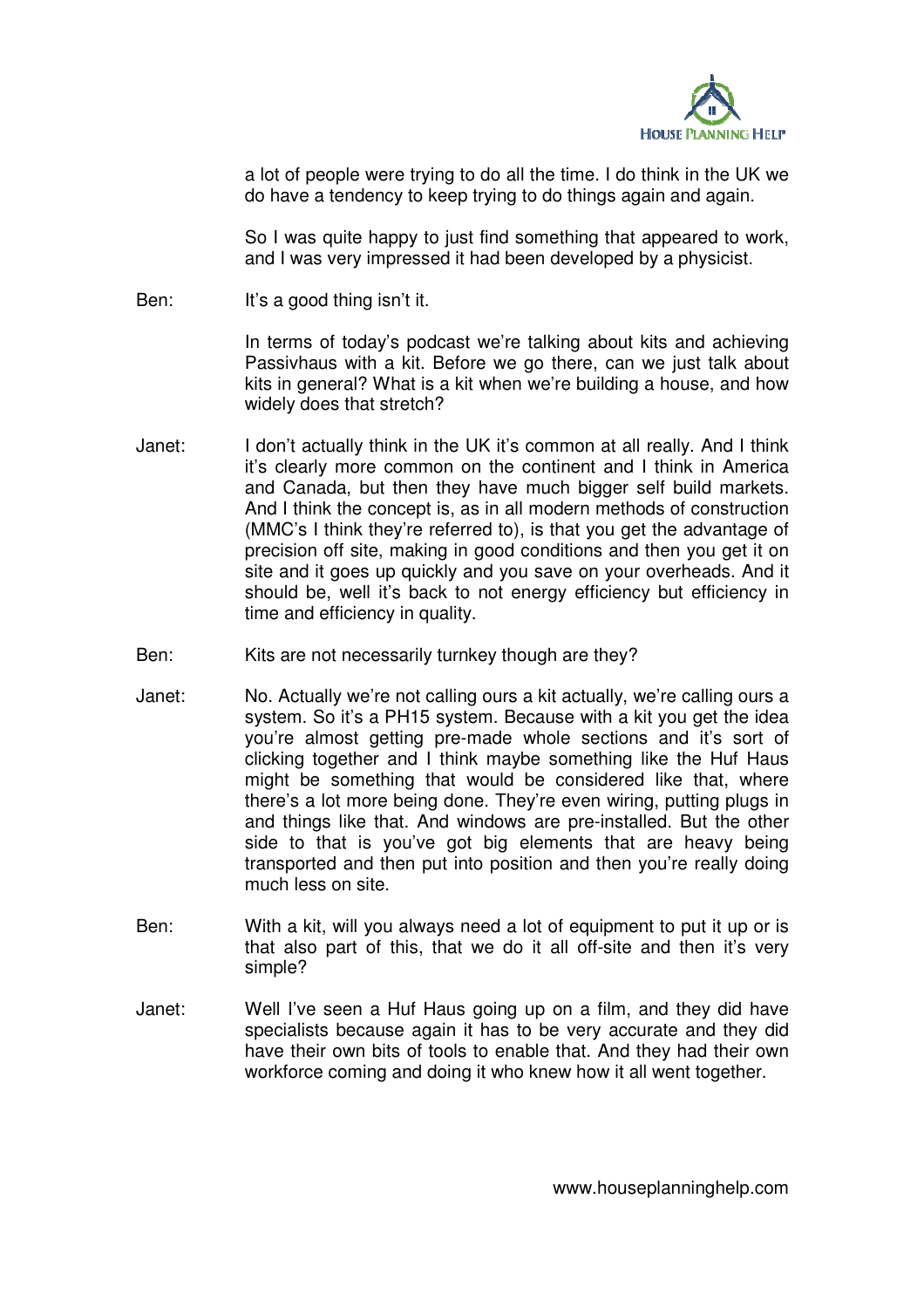a lot of people were trying to do all the time. I do think in the UK we do have a tendency to keep trying to do things again and again.

So I was quite happy to just find something that appeared to work, and I was very impressed it had been developed by a physicist.

Ben: It's a good thing isn't it.

In terms of today's podcast we're talking about kits and achieving Passivhaus with a kit. Before we go there, can we just talk about kits in general? What is a kit when we're building a house, and how widely does that stretch?

Janet: I don't actually think in the UK it's common at all really. And I think it's clearly more common on the continent and I think in America and Canada, but then they have much bigger self build markets. And I think the concept is, as in all modern methods of construction (MMC's I think they're referred to), is that you get the advantage of precision off site, making in good conditions and then you get it on site and it goes up quickly and you save on your overheads. And it should be, well it's back to not energy efficiency but efficiency in time and efficiency in quality.

Ben: Kits are not necessarily turnkey though are they?

Janet: No. Actually we're not calling ours a kit actually, we're calling ours a system. So it's a PH15 system. Because with a kit you get the idea you're almost getting pre-made whole sections and it's sort of clicking together and I think maybe something like the Huf Haus might be something that would be considered like that, where there's a lot more being done. They're even wiring, putting plugs in and things like that. And windows are pre-installed. But the other side to that is you've got big elements that are heavy being transported and then put into position and then you're really doing much less on site.

Ben: With a kit, will you always need a lot of equipment to put it up or is that also part of this, that we do it all off-site and then it's very simple?

Janet: Well I've seen a Huf Haus going up on a film, and they did have specialists because again it has to be very accurate and they did have their own bits of tools to enable that. And they had their own workforce coming and doing it who knew how it all went together.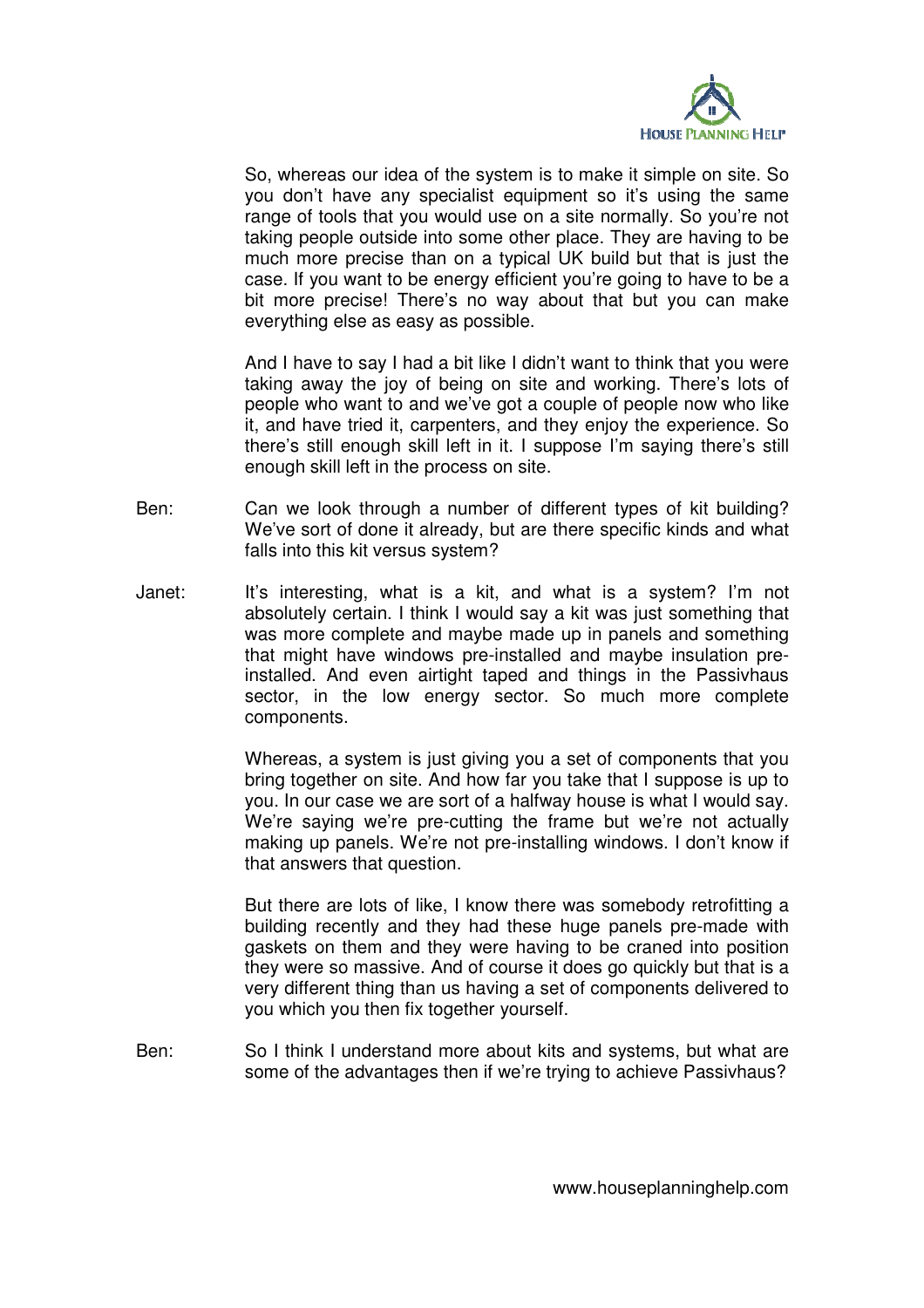So, whereas our idea of the system is to make it simple on site. So you don't have any specialist equipment so it's using the same range of tools that you would use on a site normally. So you're not taking people outside into some other place. They are having to be much more precise than on a typical UK build but that is just the case. If you want to be energy efficient you're going to have to be a bit more precise! There's no way about that but you can make everything else as easy as possible.

And I have to say I had a bit like I didn't want to think that you were taking away the joy of being on site and working. There's lots of people who want to and we've got a couple of people now who like it, and have tried it, carpenters, and they enjoy the experience. So there's still enough skill left in it. I suppose I'm saying there's still enough skill left in the process on site.

Ben: Can we look through a number of different types of kit building? We've sort of done it already, but are there specific kinds and what falls into this kit versus system?

Janet: It's interesting, what is a kit, and what is a system? I'm not absolutely certain. I think I would say a kit was just something that was more complete and maybe made up in panels and something that might have windows pre-installed and maybe insulation pre-installed. And even airtight taped and things in the Passivhaus sector, in the low energy sector. So much more complete components.

Whereas, a system is just giving you a set of components that you bring together on site. And how far you take that I suppose is up to you. In our case we are sort of a halfway house is what I would say. We're saying we're pre-cutting the frame but we're not actually making up panels. We're not pre-installing windows. I don't know if that answers that question.

But there are lots of like, I know there was somebody retrofitting a building recently and they had these huge panels pre-made with gaskets on them and they were having to be craned into position they were so massive. And of course it does go quickly but that is a very different thing than us having a set of components delivered to you which you then fix together yourself.

Ben: So I think I understand more about kits and systems, but what are some of the advantages then if we're trying to achieve Passivhaus?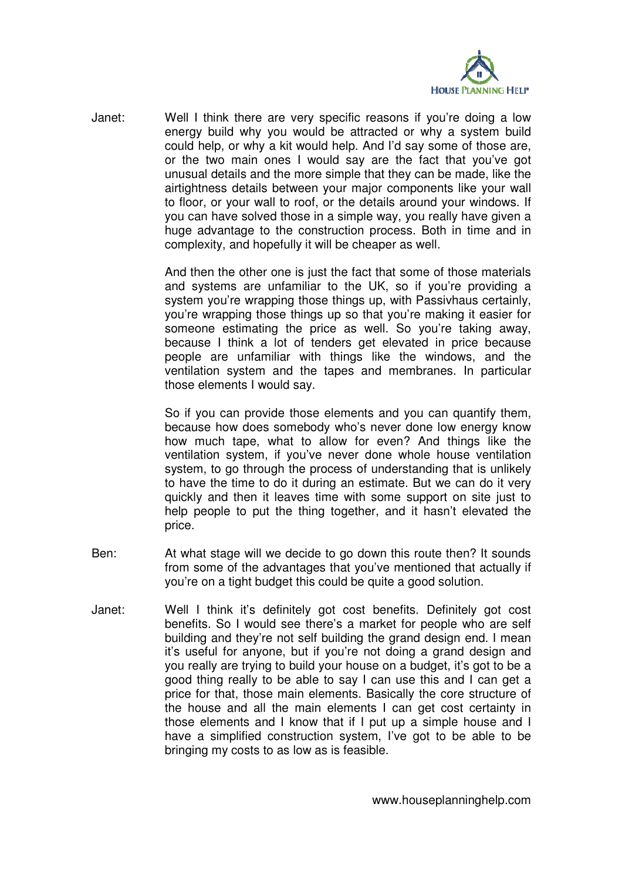Janet: Well I think there are very specific reasons if you're doing a low energy build why you would be attracted or why a system build could help, or why a kit would help. And I'd say some of those are, or the two main ones I would say are the fact that you've got unusual details and the more simple that they can be made, like the airtightness details between your major components like your wall to floor, or your wall to roof, or the details around your windows. If you can have solved those in a simple way, you really have given a huge advantage to the construction process. Both in time and in complexity, and hopefully it will be cheaper as well.

And then the other one is just the fact that some of those materials and systems are unfamiliar to the UK, so if you're providing a system you're wrapping those things up, with Passivhaus certainly, you're wrapping those things up so that you're making it easier for someone estimating the price as well. So you're taking away, because I think a lot of tenders get elevated in price because people are unfamiliar with things like the windows, and the ventilation system and the tapes and membranes. In particular those elements I would say.

So if you can provide those elements and you can quantify them, because how does somebody who's never done low energy know how much tape, what to allow for even? And things like the ventilation system, if you've never done whole house ventilation system, to go through the process of understanding that is unlikely to have the time to do it during an estimate. But we can do it very quickly and then it leaves time with some support on site just to help people to put the thing together, and it hasn't elevated the price.

Ben: At what stage will we decide to go down this route then? It sounds from some of the advantages that you've mentioned that actually if you're on a tight budget this could be quite a good solution.

Janet: Well I think it's definitely got cost benefits. Definitely got cost benefits. So I would see there's a market for people who are self building and they're not self building the grand design end. I mean it's useful for anyone, but if you're not doing a grand design and you really are trying to build your house on a budget, it's got to be a good thing really to be able to say I can use this and I can get a price for that, those main elements. Basically the core structure of the house and all the main elements I can get cost certainty in those elements and I know that if I put up a simple house and I have a simplified construction system, I've got to be able to be bringing my costs to as low as is feasible.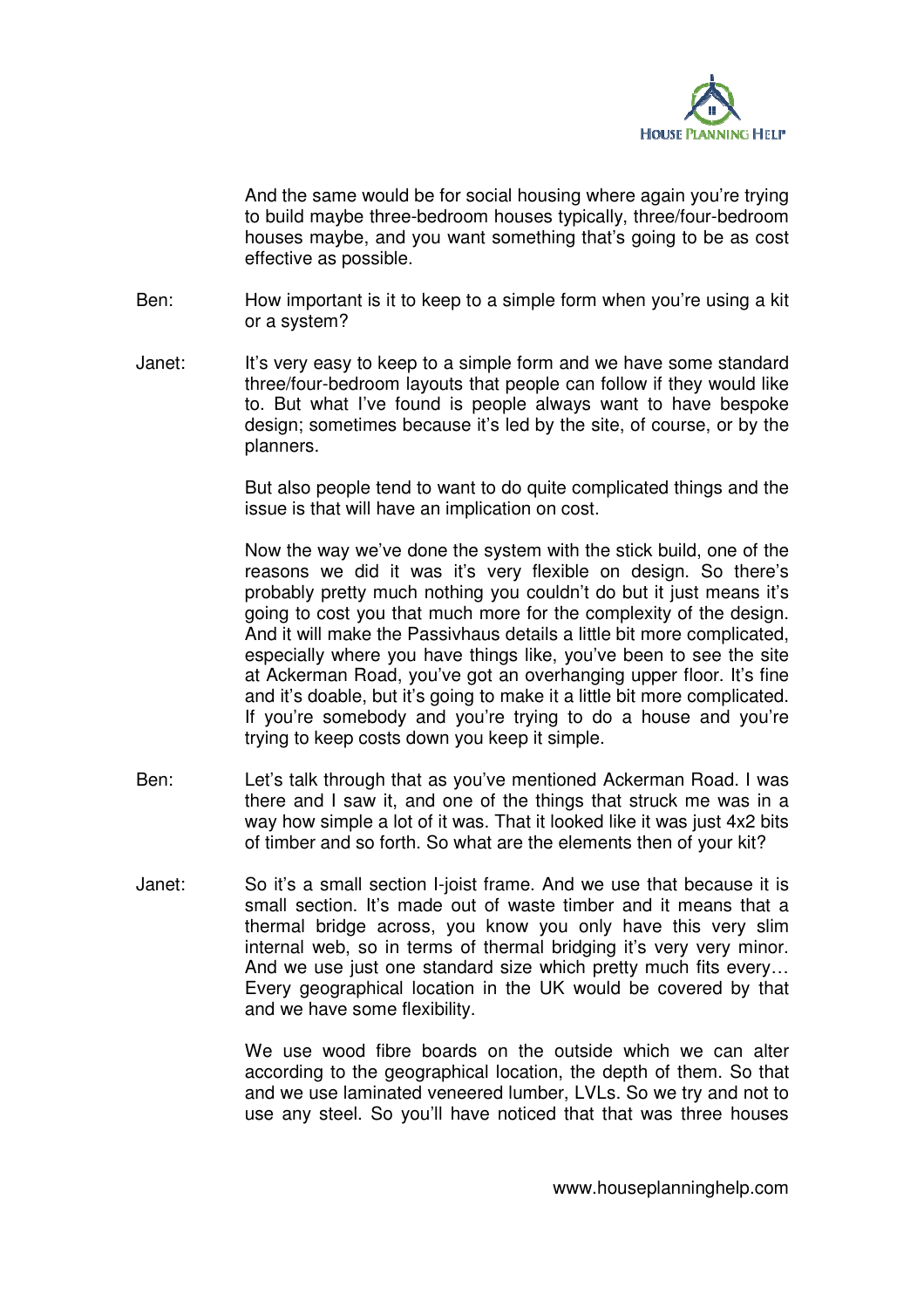And the same would be for social housing where again you're trying to build maybe three-bedroom houses typically, three/four-bedroom houses maybe, and you want something that's going to be as cost effective as possible.

Ben: How important is it to keep to a simple form when you're using a kit or a system?

Janet: It's very easy to keep to a simple form and we have some standard three/four-bedroom layouts that people can follow if they would like to. But what I've found is people always want to have bespoke design; sometimes because it's led by the site, of course, or by the planners.

But also people tend to want to do quite complicated things and the issue is that will have an implication on cost.

Now the way we've done the system with the stick build, one of the reasons we did it was it's very flexible on design. So there's probably pretty much nothing you couldn't do but it just means it's going to cost you that much more for the complexity of the design. And it will make the Passivhaus details a little bit more complicated, especially where you have things like, you've been to see the site at Ackerman Road, you've got an overhanging upper floor. It's fine and it's doable, but it's going to make it a little bit more complicated. If you're somebody and you're trying to do a house and you're trying to keep costs down you keep it simple.

Ben: Let's talk through that as you've mentioned Ackerman Road. I was there and I saw it, and one of the things that struck me was in a way how simple a lot of it was. That it looked like it was just 4x2 bits of timber and so forth. So what are the elements then of your kit?

Janet: So it's a small section I-joist frame. And we use that because it is small section. It's made out of waste timber and it means that a thermal bridge across, you know you only have this very slim internal web, so in terms of thermal bridging it's very very minor. And we use just one standard size which pretty much fits every… Every geographical location in the UK would be covered by that and we have some flexibility.

We use wood fibre boards on the outside which we can alter according to the geographical location, the depth of them. So that and we use laminated veneered lumber, LVLs. So we try and not to use any steel. So you'll have noticed that that was three houses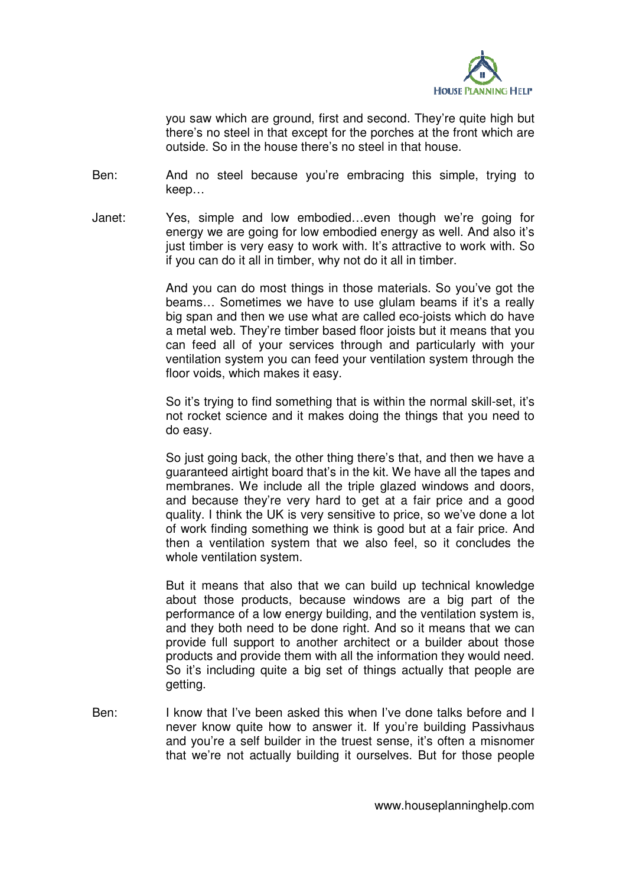you saw which are ground, first and second. They're quite high but there's no steel in that except for the porches at the front which are outside. So in the house there's no steel in that house.

Ben: And no steel because you're embracing this simple, trying to keep…

Janet: Yes, simple and low embodied…even though we're going for energy we are going for low embodied energy as well. And also it's just timber is very easy to work with. It's attractive to work with. So if you can do it all in timber, why not do it all in timber.

And you can do most things in those materials. So you've got the beams… Sometimes we have to use glulam beams if it's a really big span and then we use what are called eco-joists which do have a metal web. They're timber based floor joists but it means that you can feed all of your services through and particularly with your ventilation system you can feed your ventilation system through the floor voids, which makes it easy.

So it's trying to find something that is within the normal skill-set, it's not rocket science and it makes doing the things that you need to do easy.

So just going back, the other thing there's that, and then we have a guaranteed airtight board that's in the kit. We have all the tapes and membranes. We include all the triple glazed windows and doors, and because they're very hard to get at a fair price and a good quality. I think the UK is very sensitive to price, so we've done a lot of work finding something we think is good but at a fair price. And then a ventilation system that we also feel, so it concludes the whole ventilation system.

But it means that also that we can build up technical knowledge about those products, because windows are a big part of the performance of a low energy building, and the ventilation system is, and they both need to be done right. And so it means that we can provide full support to another architect or a builder about those products and provide them with all the information they would need. So it's including quite a big set of things actually that people are getting.

Ben: I know that I've been asked this when I've done talks before and I never know quite how to answer it. If you're building Passivhaus and you're a self builder in the truest sense, it's often a misnomer that we're not actually building it ourselves. But for those people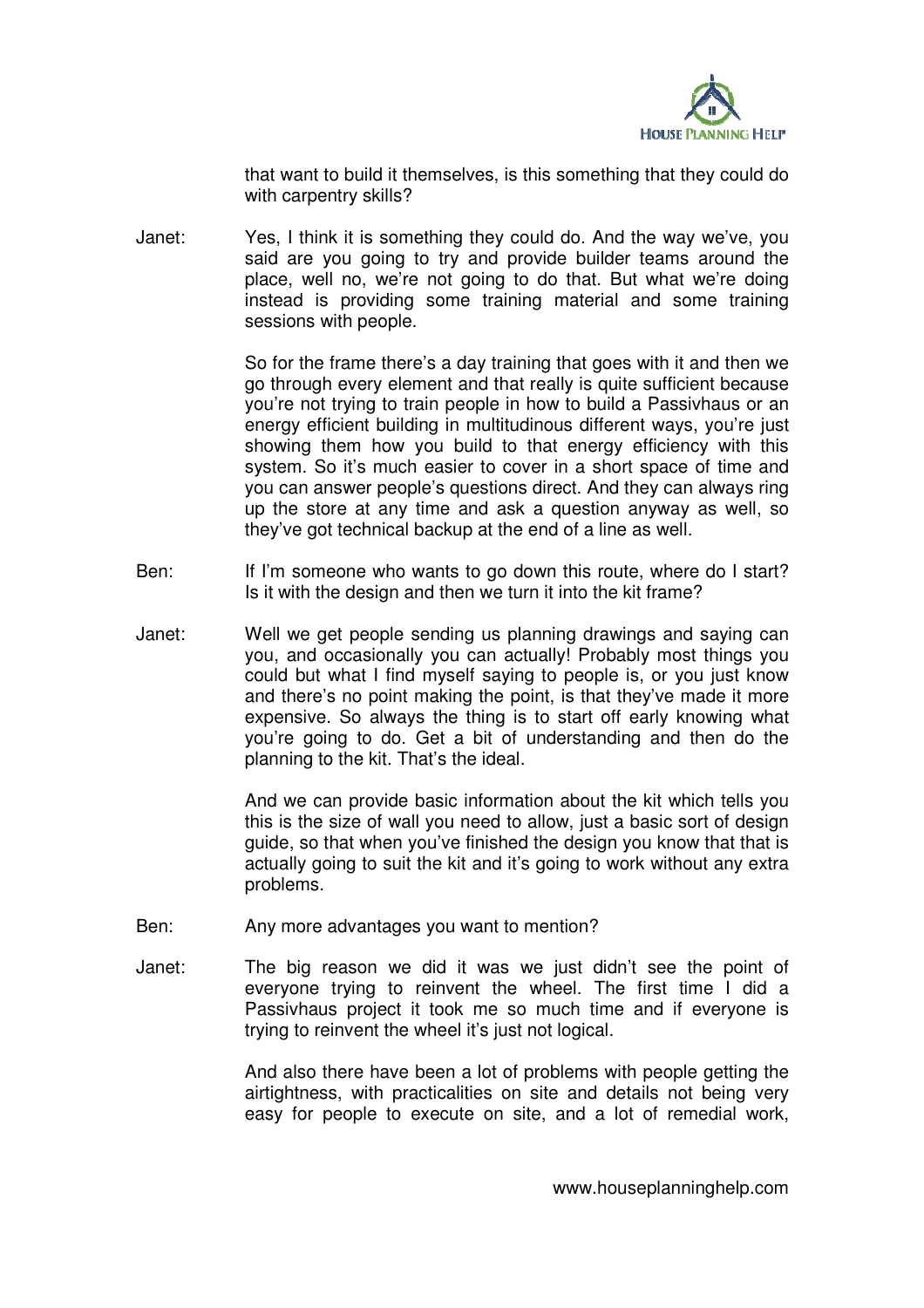that want to build it themselves, is this something that they could do with carpentry skills?

Janet: Yes, I think it is something they could do. And the way we've, you said are you going to try and provide builder teams around the place, well no, we're not going to do that. But what we're doing instead is providing some training material and some training sessions with people.

So for the frame there's a day training that goes with it and then we go through every element and that really is quite sufficient because you're not trying to train people in how to build a Passivhaus or an energy efficient building in multitudinous different ways, you're just showing them how you build to that energy efficiency with this system. So it's much easier to cover in a short space of time and you can answer people's questions direct. And they can always ring up the store at any time and ask a question anyway as well, so they've got technical backup at the end of a line as well.

Ben: If I'm someone who wants to go down this route, where do I start? Is it with the design and then we turn it into the kit frame?

Janet: Well we get people sending us planning drawings and saying can you, and occasionally you can actually! Probably most things you could but what I find myself saying to people is, or you just know and there's no point making the point, is that they've made it more expensive. So always the thing is to start off early knowing what you're going to do. Get a bit of understanding and then do the planning to the kit. That's the ideal.

And we can provide basic information about the kit which tells you this is the size of wall you need to allow, just a basic sort of design guide, so that when you've finished the design you know that that is actually going to suit the kit and it's going to work without any extra problems.

Ben: Any more advantages you want to mention?

Janet: The big reason we did it was we just didn't see the point of everyone trying to reinvent the wheel. The first time I did a Passivhaus project it took me so much time and if everyone is trying to reinvent the wheel it's just not logical.

And also there have been a lot of problems with people getting the airtightness, with practicalities on site and details not being very easy for people to execute on site, and a lot of remedial work,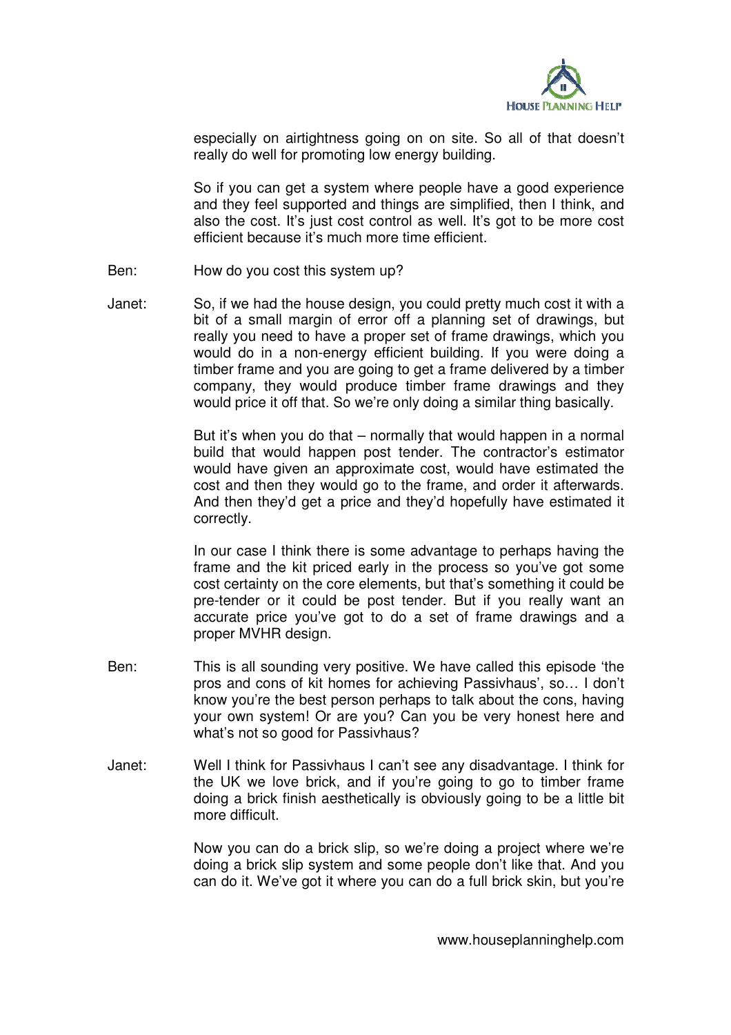especially on airtightness going on on site. So all of that doesn't really do well for promoting low energy building.

So if you can get a system where people have a good experience and they feel supported and things are simplified, then I think, and also the cost. It's just cost control as well. It's got to be more cost efficient because it's much more time efficient.

Ben: How do you cost this system up?

Janet: So, if we had the house design, you could pretty much cost it with a bit of a small margin of error off a planning set of drawings, but really you need to have a proper set of frame drawings, which you would do in a non-energy efficient building. If you were doing a timber frame and you are going to get a frame delivered by a timber company, they would produce timber frame drawings and they would price it off that. So we're only doing a similar thing basically.

But it's when you do that – normally that would happen in a normal build that would happen post tender. The contractor's estimator would have given an approximate cost, would have estimated the cost and then they would go to the frame, and order it afterwards. And then they'd get a price and they'd hopefully have estimated it correctly.

In our case I think there is some advantage to perhaps having the frame and the kit priced early in the process so you've got some cost certainty on the core elements, but that's something it could be pre-tender or it could be post tender. But if you really want an accurate price you've got to do a set of frame drawings and a proper MVHR design.

Ben: This is all sounding very positive. We have called this episode 'the pros and cons of kit homes for achieving Passivhaus', so… I don't know you're the best person perhaps to talk about the cons, having your own system! Or are you? Can you be very honest here and what's not so good for Passivhaus?

Janet: Well I think for Passivhaus I can't see any disadvantage. I think for the UK we love brick, and if you're going to go to timber frame doing a brick finish aesthetically is obviously going to be a little bit more difficult.

Now you can do a brick slip, so we're doing a project where we're doing a brick slip system and some people don't like that. And you can do it. We've got it where you can do a full brick skin, but you're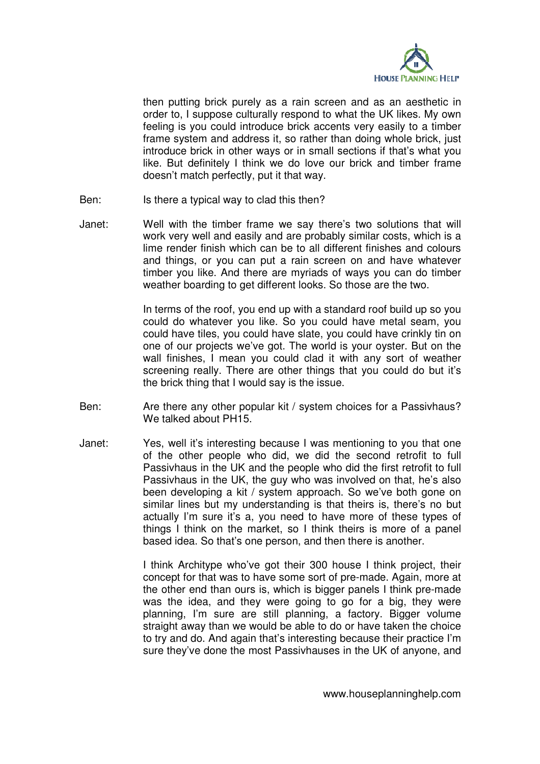then putting brick purely as a rain screen and as an aesthetic in order to, I suppose culturally respond to what the UK likes. My own feeling is you could introduce brick accents very easily to a timber frame system and address it, so rather than doing whole brick, just introduce brick in other ways or in small sections if that's what you like. But definitely I think we do love our brick and timber frame doesn't match perfectly, put it that way.

Ben: Is there a typical way to clad this then?

Janet: Well with the timber frame we say there's two solutions that will work very well and easily and are probably similar costs, which is a lime render finish which can be to all different finishes and colours and things, or you can put a rain screen on and have whatever timber you like. And there are myriads of ways you can do timber weather boarding to get different looks. So those are the two.

In terms of the roof, you end up with a standard roof build up so you could do whatever you like. So you could have metal seam, you could have tiles, you could have slate, you could have crinkly tin on one of our projects we've got. The world is your oyster. But on the wall finishes, I mean you could clad it with any sort of weather screening really. There are other things that you could do but it's the brick thing that I would say is the issue.

Ben: Are there any other popular kit / system choices for a Passivhaus? We talked about PH15.

Janet: Yes, well it's interesting because I was mentioning to you that one of the other people who did, we did the second retrofit to full Passivhaus in the UK and the people who did the first retrofit to full Passivhaus in the UK, the guy who was involved on that, he's also been developing a kit / system approach. So we've both gone on similar lines but my understanding is that theirs is, there's no but actually I'm sure it's a, you need to have more of these types of things I think on the market, so I think theirs is more of a panel based idea. So that's one person, and then there is another.

I think Architype who've got their 300 house I think project, their concept for that was to have some sort of pre-made. Again, more at the other end than ours is, which is bigger panels I think pre-made was the idea, and they were going to go for a big, they were planning, I'm sure are still planning, a factory. Bigger volume straight away than we would be able to do or have taken the choice to try and do. And again that's interesting because their practice I'm sure they've done the most Passivhauses in the UK of anyone, and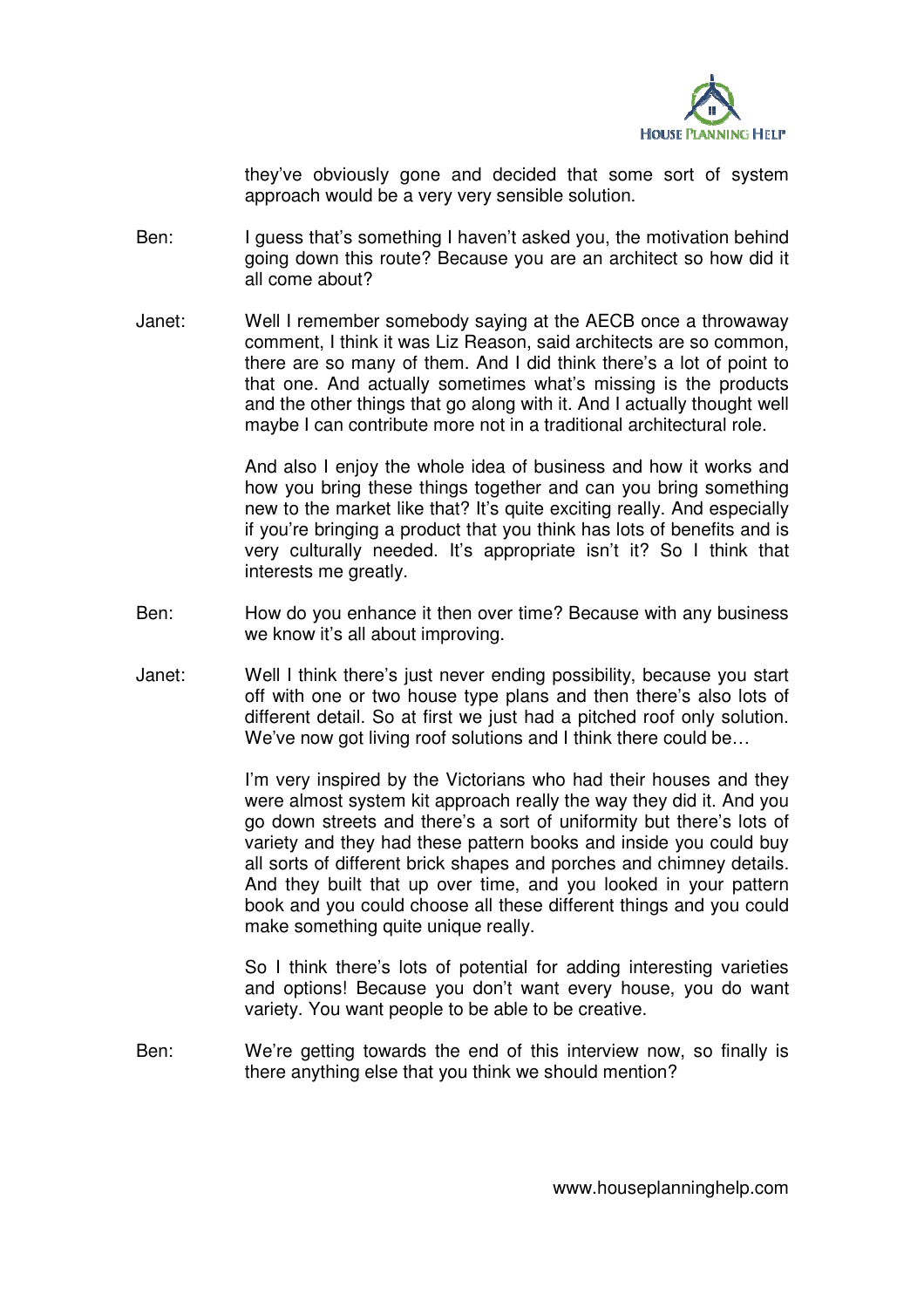they've obviously gone and decided that some sort of system approach would be a very very sensible solution.

Ben: I guess that's something I haven't asked you, the motivation behind going down this route? Because you are an architect so how did it all come about?

Janet: Well I remember somebody saying at the AECB once a throwaway comment, I think it was Liz Reason, said architects are so common, there are so many of them. And I did think there's a lot of point to that one. And actually sometimes what's missing is the products and the other things that go along with it. And I actually thought well maybe I can contribute more not in a traditional architectural role.

And also I enjoy the whole idea of business and how it works and how you bring these things together and can you bring something new to the market like that? It's quite exciting really. And especially if you're bringing a product that you think has lots of benefits and is very culturally needed. It's appropriate isn't it? So I think that interests me greatly.

Ben: How do you enhance it then over time? Because with any business we know it's all about improving.

Janet: Well I think there's just never ending possibility, because you start off with one or two house type plans and then there's also lots of different detail. So at first we just had a pitched roof only solution. We've now got living roof solutions and I think there could be…

I'm very inspired by the Victorians who had their houses and they were almost system kit approach really the way they did it. And you go down streets and there's a sort of uniformity but there's lots of variety and they had these pattern books and inside you could buy all sorts of different brick shapes and porches and chimney details. And they built that up over time, and you looked in your pattern book and you could choose all these different things and you could make something quite unique really.

So I think there's lots of potential for adding interesting varieties and options! Because you don't want every house, you do want variety. You want people to be able to be creative.

Ben: We're getting towards the end of this interview now, so finally is there anything else that you think we should mention?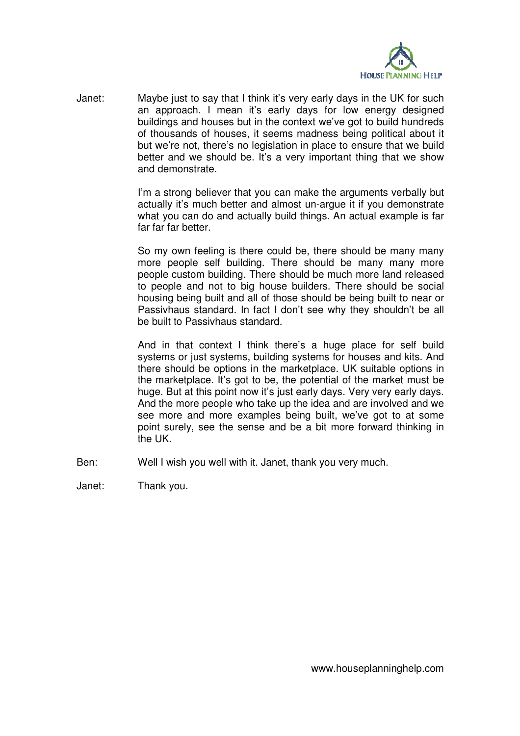Janet: Maybe just to say that I think it's very early days in the UK for such an approach. I mean it's early days for low energy designed buildings and houses but in the context we've got to build hundreds of thousands of houses, it seems madness being political about it but we're not, there's no legislation in place to ensure that we build better and we should be. It's a very important thing that we show and demonstrate.

I'm a strong believer that you can make the arguments verbally but actually it's much better and almost un-argue it if you demonstrate what you can do and actually build things. An actual example is far far far far better.

So my own feeling is there could be, there should be many many more people self building. There should be many many more people custom building. There should be much more land released to people and not to big house builders. There should be social housing being built and all of those should be being built to near or Passivhaus standard. In fact I don't see why they shouldn't be all be built to Passivhaus standard.

And in that context I think there's a huge place for self build systems or just systems, building systems for houses and kits. And there should be options in the marketplace. UK suitable options in the marketplace. It's got to be, the potential of the market must be huge. But at this point now it's just early days. Very very early days. And the more people who take up the idea and are involved and we see more and more examples being built, we've got to at some point surely, see the sense and be a bit more forward thinking in the UK.

Ben: Well I wish you well with it. Janet, thank you very much.

Janet: Thank you.